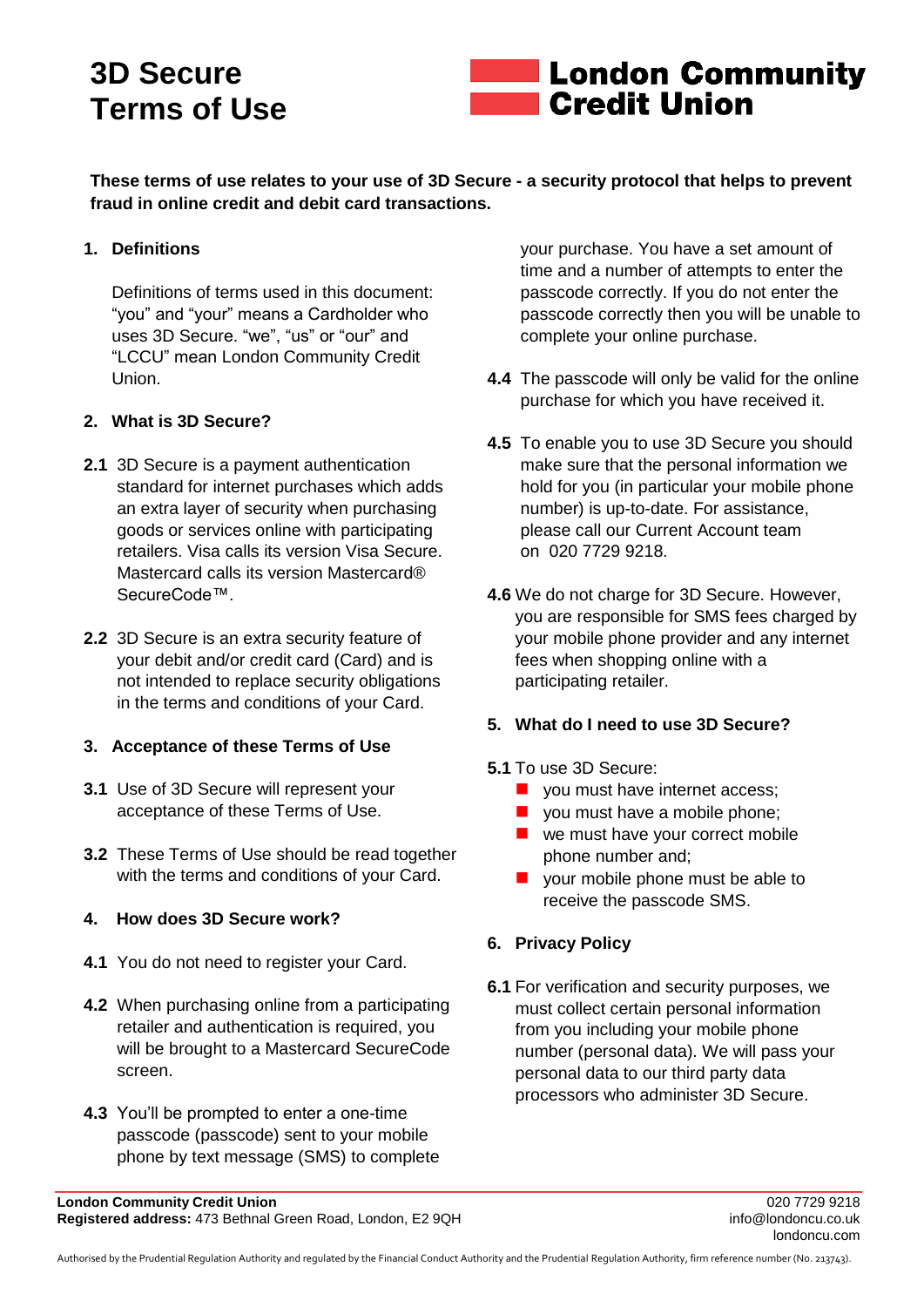# 3D Secure Terms of Use

London Community Credit Union

**These terms of use relates to your use of 3D Secure - a security protocol that helps to prevent fraud in online credit and debit card transactions.**

## 1. Definitions

Definitions of terms used in this document: "you" and "your" means a Cardholder who uses 3D Secure. "we", "us" or "our" and "LCCU" mean London Community Credit Union.

## 2. What is 3D Secure?

**2.1** 3D Secure is a payment authentication standard for internet purchases which adds an extra layer of security when purchasing goods or services online with participating retailers. Visa calls its version Visa Secure. Mastercard calls its version Mastercard® SecureCode™.

**2.2** 3D Secure is an extra security feature of your debit and/or credit card (Card) and is not intended to replace security obligations in the terms and conditions of your Card.

## 3. Acceptance of these Terms of Use

**3.1** Use of 3D Secure will represent your acceptance of these Terms of Use.

**3.2** These Terms of Use should be read together with the terms and conditions of your Card.

## 4. How does 3D Secure work?

**4.1** You do not need to register your Card.

**4.2** When purchasing online from a participating retailer and authentication is required, you will be brought to a Mastercard SecureCode screen.

**4.3** You'll be prompted to enter a one-time passcode (passcode) sent to your mobile phone by text message (SMS) to complete your purchase. You have a set amount of time and a number of attempts to enter the passcode correctly. If you do not enter the passcode correctly then you will be unable to complete your online purchase.

**4.4** The passcode will only be valid for the online purchase for which you have received it.

**4.5** To enable you to use 3D Secure you should make sure that the personal information we hold for you (in particular your mobile phone number) is up-to-date. For assistance, please call our Current Account team on 020 7729 9218.

**4.6** We do not charge for 3D Secure. However, you are responsible for SMS fees charged by your mobile phone provider and any internet fees when shopping online with a participating retailer.

## 5. What do I need to use 3D Secure?

**5.1** To use 3D Secure:

- you must have internet access;
- you must have a mobile phone;
- we must have your correct mobile phone number and;
- your mobile phone must be able to receive the passcode SMS.

## 6. Privacy Policy

**6.1** For verification and security purposes, we must collect certain personal information from you including your mobile phone number (personal data). We will pass your personal data to our third party data processors who administer 3D Secure.

**London Community Credit Union**
**Registered address:** 473 Bethnal Green Road, London, E2 9QH

020 7729 9218
info@londoncu.co.uk
londoncu.com

Authorised by the Prudential Regulation Authority and regulated by the Financial Conduct Authority and the Prudential Regulation Authority, firm reference number (No. 213743).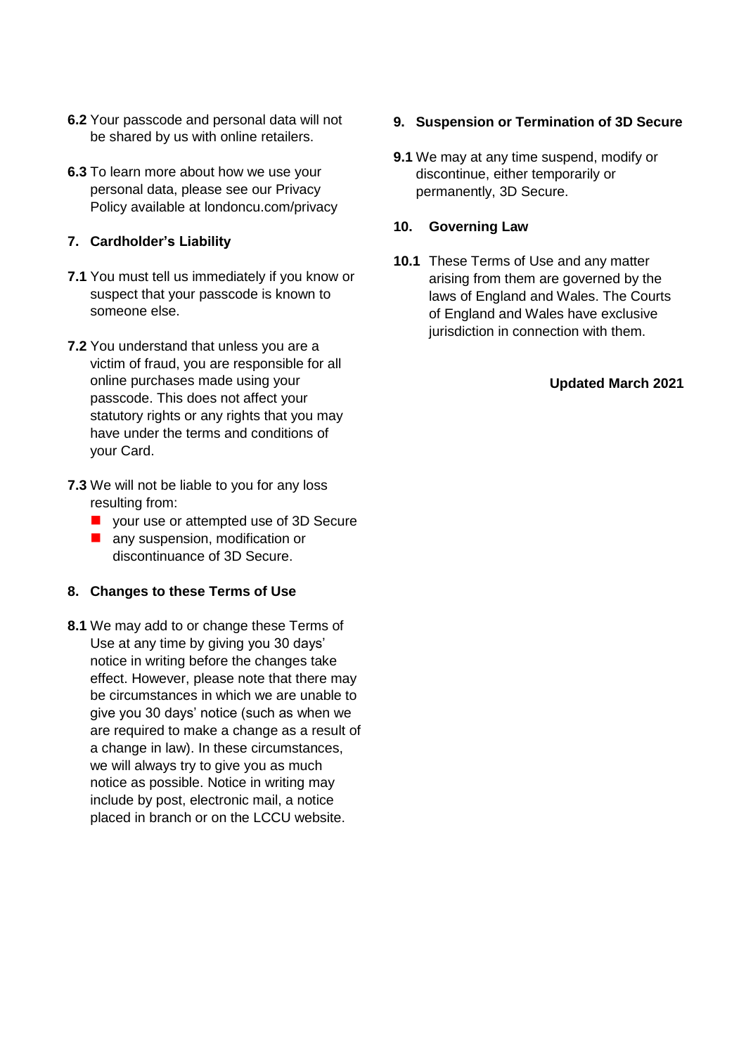**6.2** Your passcode and personal data will not be shared by us with online retailers.

**6.3** To learn more about how we use your personal data, please see our Privacy Policy available at londoncu.com/privacy

## 7. Cardholder's Liability

**7.1** You must tell us immediately if you know or suspect that your passcode is known to someone else.

**7.2** You understand that unless you are a victim of fraud, you are responsible for all online purchases made using your passcode. This does not affect your statutory rights or any rights that you may have under the terms and conditions of your Card.

**7.3** We will not be liable to you for any loss resulting from:

- your use or attempted use of 3D Secure
- any suspension, modification or discontinuance of 3D Secure.

## 8. Changes to these Terms of Use

**8.1** We may add to or change these Terms of Use at any time by giving you 30 days' notice in writing before the changes take effect. However, please note that there may be circumstances in which we are unable to give you 30 days' notice (such as when we are required to make a change as a result of a change in law). In these circumstances, we will always try to give you as much notice as possible. Notice in writing may include by post, electronic mail, a notice placed in branch or on the LCCU website.

## 9. Suspension or Termination of 3D Secure

**9.1** We may at any time suspend, modify or discontinue, either temporarily or permanently, 3D Secure.

## 10. Governing Law

**10.1** These Terms of Use and any matter arising from them are governed by the laws of England and Wales. The Courts of England and Wales have exclusive jurisdiction in connection with them.

**Updated March 2021**